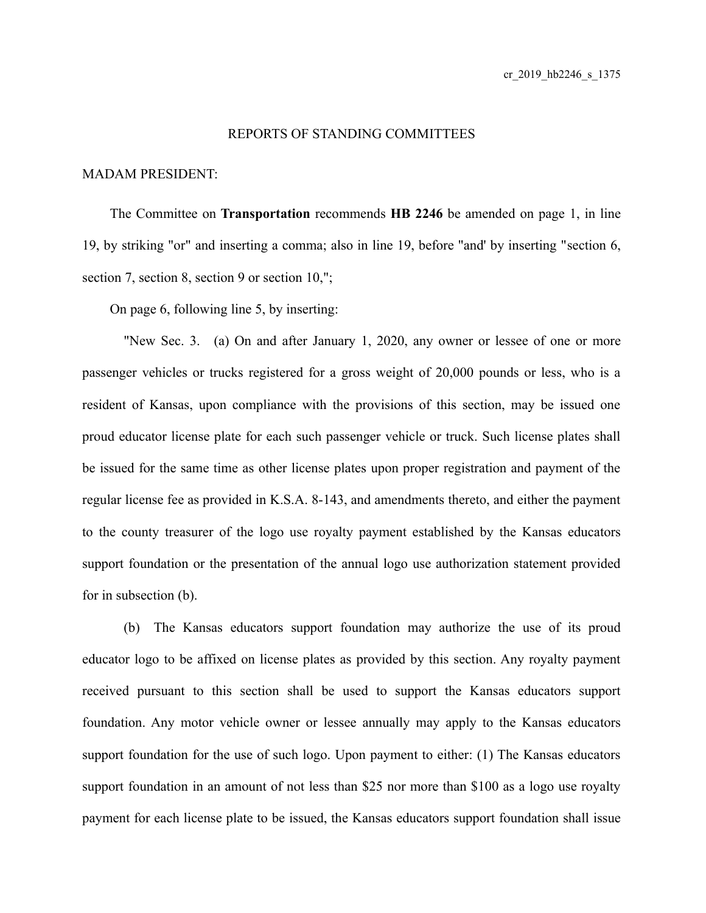cr_2019_hb2246_s_1375

REPORTS OF STANDING COMMITTEES

MADAM PRESIDENT:

The Committee on **Transportation** recommends **HB 2246** be amended on page 1, in line 19, by striking "or" and inserting a comma; also in line 19, before "and' by inserting "section 6, section 7, section 8, section 9 or section 10,";

On page 6, following line 5, by inserting:

"New Sec. 3. (a) On and after January 1, 2020, any owner or lessee of one or more passenger vehicles or trucks registered for a gross weight of 20,000 pounds or less, who is a resident of Kansas, upon compliance with the provisions of this section, may be issued one proud educator license plate for each such passenger vehicle or truck. Such license plates shall be issued for the same time as other license plates upon proper registration and payment of the regular license fee as provided in K.S.A. 8-143, and amendments thereto, and either the payment to the county treasurer of the logo use royalty payment established by the Kansas educators support foundation or the presentation of the annual logo use authorization statement provided for in subsection (b).

(b) The Kansas educators support foundation may authorize the use of its proud educator logo to be affixed on license plates as provided by this section. Any royalty payment received pursuant to this section shall be used to support the Kansas educators support foundation. Any motor vehicle owner or lessee annually may apply to the Kansas educators support foundation for the use of such logo. Upon payment to either: (1) The Kansas educators support foundation in an amount of not less than $25 nor more than $100 as a logo use royalty payment for each license plate to be issued, the Kansas educators support foundation shall issue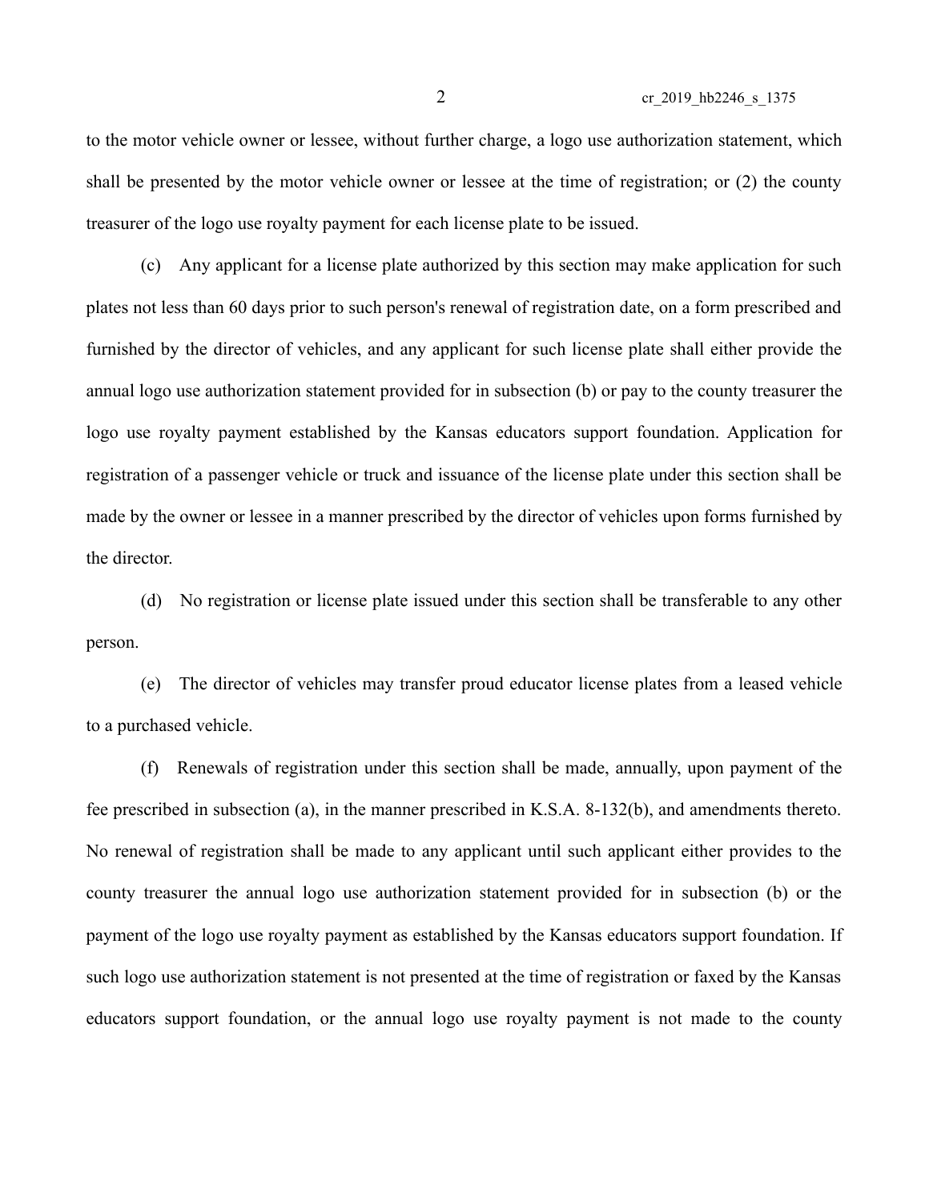to the motor vehicle owner or lessee, without further charge, a logo use authorization statement, which shall be presented by the motor vehicle owner or lessee at the time of registration; or (2) the county treasurer of the logo use royalty payment for each license plate to be issued.

(c) Any applicant for a license plate authorized by this section may make application for such plates not less than 60 days prior to such person's renewal of registration date, on a form prescribed and furnished by the director of vehicles, and any applicant for such license plate shall either provide the annual logo use authorization statement provided for in subsection (b) or pay to the county treasurer the logo use royalty payment established by the Kansas educators support foundation. Application for registration of a passenger vehicle or truck and issuance of the license plate under this section shall be made by the owner or lessee in a manner prescribed by the director of vehicles upon forms furnished by the director.

(d) No registration or license plate issued under this section shall be transferable to any other person.

(e) The director of vehicles may transfer proud educator license plates from a leased vehicle to a purchased vehicle.

(f) Renewals of registration under this section shall be made, annually, upon payment of the fee prescribed in subsection (a), in the manner prescribed in K.S.A. 8-132(b), and amendments thereto. No renewal of registration shall be made to any applicant until such applicant either provides to the county treasurer the annual logo use authorization statement provided for in subsection (b) or the payment of the logo use royalty payment as established by the Kansas educators support foundation. If such logo use authorization statement is not presented at the time of registration or faxed by the Kansas educators support foundation, or the annual logo use royalty payment is not made to the county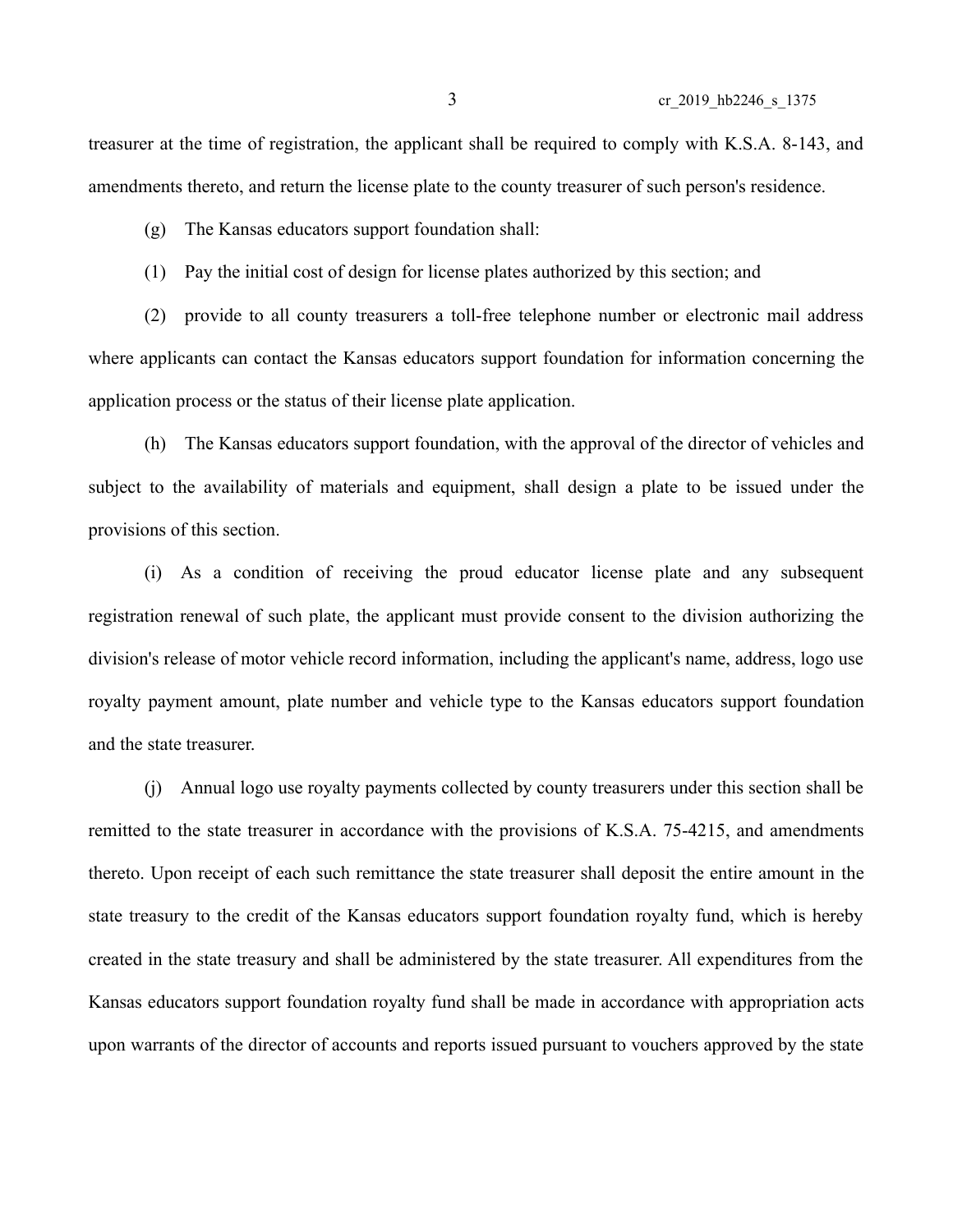treasurer at the time of registration, the applicant shall be required to comply with K.S.A. 8-143, and amendments thereto, and return the license plate to the county treasurer of such person's residence.

(g) The Kansas educators support foundation shall:

(1) Pay the initial cost of design for license plates authorized by this section; and

(2) provide to all county treasurers a toll-free telephone number or electronic mail address where applicants can contact the Kansas educators support foundation for information concerning the application process or the status of their license plate application.

(h) The Kansas educators support foundation, with the approval of the director of vehicles and subject to the availability of materials and equipment, shall design a plate to be issued under the provisions of this section.

(i) As a condition of receiving the proud educator license plate and any subsequent registration renewal of such plate, the applicant must provide consent to the division authorizing the division's release of motor vehicle record information, including the applicant's name, address, logo use royalty payment amount, plate number and vehicle type to the Kansas educators support foundation and the state treasurer.

(j) Annual logo use royalty payments collected by county treasurers under this section shall be remitted to the state treasurer in accordance with the provisions of K.S.A. 75-4215, and amendments thereto. Upon receipt of each such remittance the state treasurer shall deposit the entire amount in the state treasury to the credit of the Kansas educators support foundation royalty fund, which is hereby created in the state treasury and shall be administered by the state treasurer. All expenditures from the Kansas educators support foundation royalty fund shall be made in accordance with appropriation acts upon warrants of the director of accounts and reports issued pursuant to vouchers approved by the state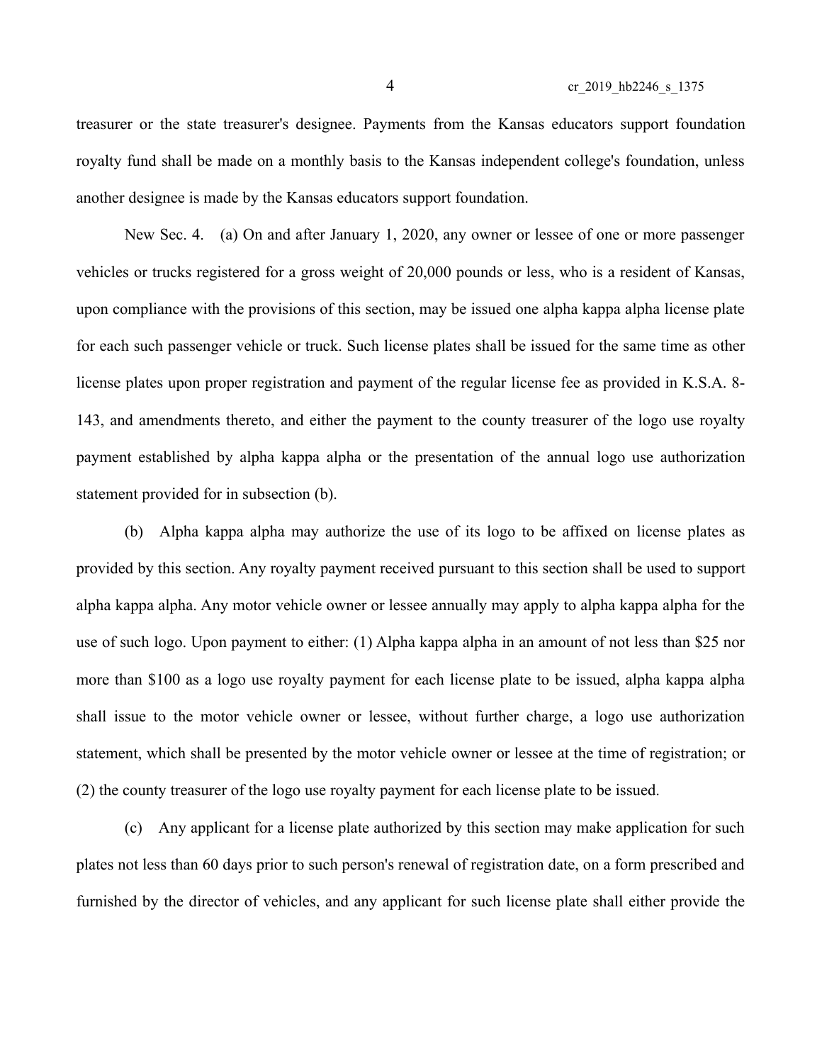treasurer or the state treasurer's designee. Payments from the Kansas educators support foundation royalty fund shall be made on a monthly basis to the Kansas independent college's foundation, unless another designee is made by the Kansas educators support foundation.

New Sec. 4. (a) On and after January 1, 2020, any owner or lessee of one or more passenger vehicles or trucks registered for a gross weight of 20,000 pounds or less, who is a resident of Kansas, upon compliance with the provisions of this section, may be issued one alpha kappa alpha license plate for each such passenger vehicle or truck. Such license plates shall be issued for the same time as other license plates upon proper registration and payment of the regular license fee as provided in K.S.A. 8-143, and amendments thereto, and either the payment to the county treasurer of the logo use royalty payment established by alpha kappa alpha or the presentation of the annual logo use authorization statement provided for in subsection (b).

(b) Alpha kappa alpha may authorize the use of its logo to be affixed on license plates as provided by this section. Any royalty payment received pursuant to this section shall be used to support alpha kappa alpha. Any motor vehicle owner or lessee annually may apply to alpha kappa alpha for the use of such logo. Upon payment to either: (1) Alpha kappa alpha in an amount of not less than $25 nor more than $100 as a logo use royalty payment for each license plate to be issued, alpha kappa alpha shall issue to the motor vehicle owner or lessee, without further charge, a logo use authorization statement, which shall be presented by the motor vehicle owner or lessee at the time of registration; or (2) the county treasurer of the logo use royalty payment for each license plate to be issued.

(c) Any applicant for a license plate authorized by this section may make application for such plates not less than 60 days prior to such person's renewal of registration date, on a form prescribed and furnished by the director of vehicles, and any applicant for such license plate shall either provide the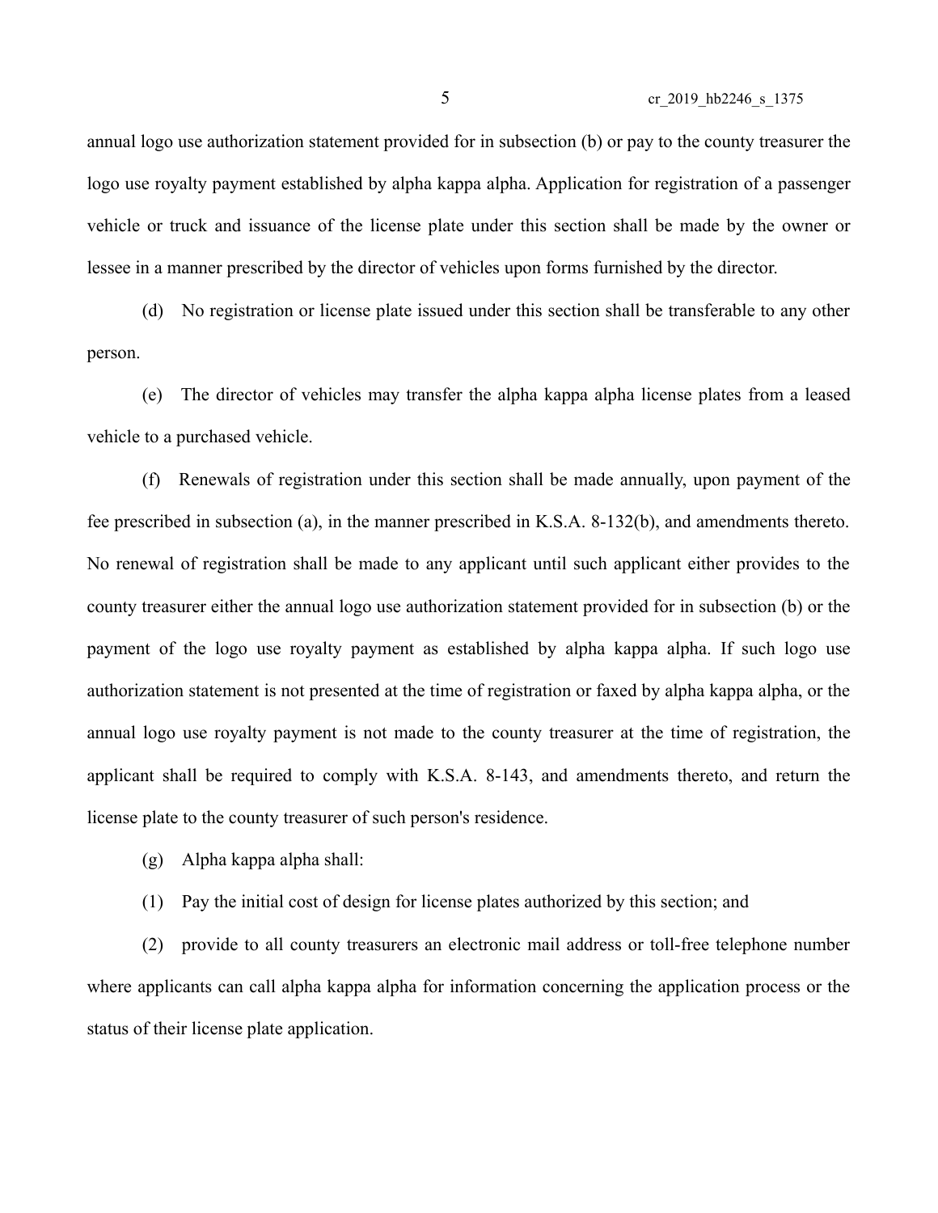annual logo use authorization statement provided for in subsection (b) or pay to the county treasurer the logo use royalty payment established by alpha kappa alpha. Application for registration of a passenger vehicle or truck and issuance of the license plate under this section shall be made by the owner or lessee in a manner prescribed by the director of vehicles upon forms furnished by the director.

(d) No registration or license plate issued under this section shall be transferable to any other person.

(e) The director of vehicles may transfer the alpha kappa alpha license plates from a leased vehicle to a purchased vehicle.

(f) Renewals of registration under this section shall be made annually, upon payment of the fee prescribed in subsection (a), in the manner prescribed in K.S.A. 8-132(b), and amendments thereto. No renewal of registration shall be made to any applicant until such applicant either provides to the county treasurer either the annual logo use authorization statement provided for in subsection (b) or the payment of the logo use royalty payment as established by alpha kappa alpha. If such logo use authorization statement is not presented at the time of registration or faxed by alpha kappa alpha, or the annual logo use royalty payment is not made to the county treasurer at the time of registration, the applicant shall be required to comply with K.S.A. 8-143, and amendments thereto, and return the license plate to the county treasurer of such person's residence.

(g) Alpha kappa alpha shall:

(1) Pay the initial cost of design for license plates authorized by this section; and

(2) provide to all county treasurers an electronic mail address or toll-free telephone number where applicants can call alpha kappa alpha for information concerning the application process or the status of their license plate application.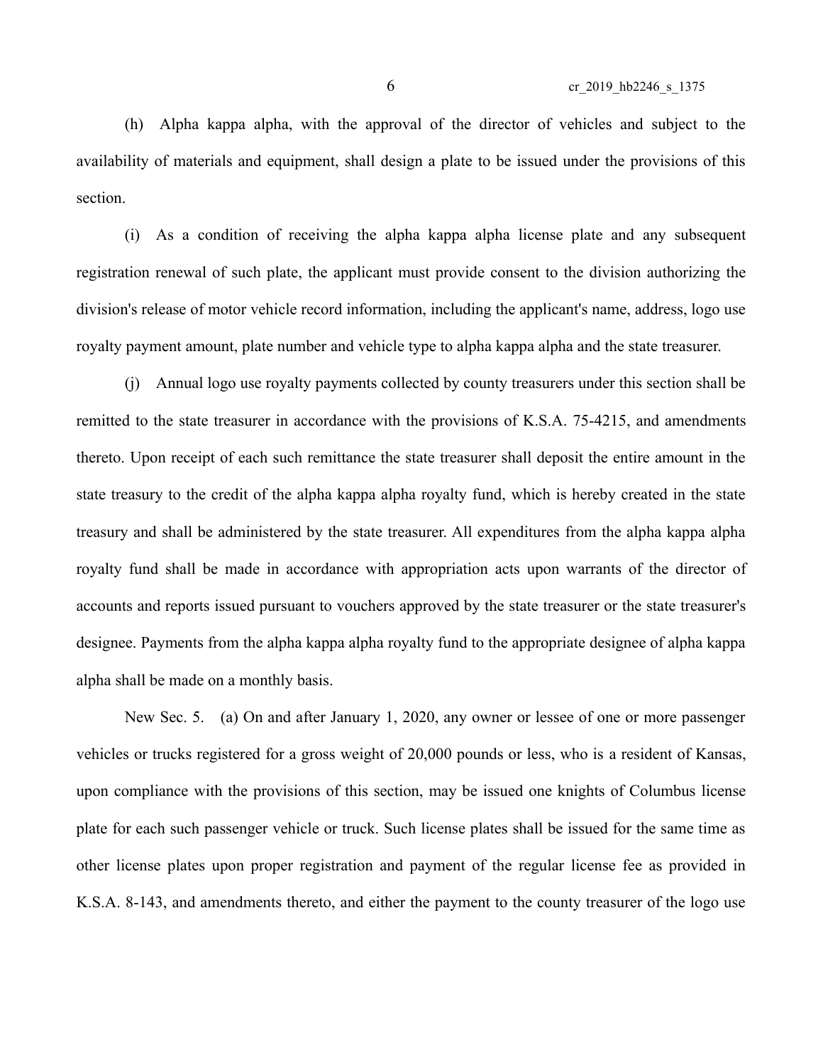(h) Alpha kappa alpha, with the approval of the director of vehicles and subject to the availability of materials and equipment, shall design a plate to be issued under the provisions of this section.

(i) As a condition of receiving the alpha kappa alpha license plate and any subsequent registration renewal of such plate, the applicant must provide consent to the division authorizing the division's release of motor vehicle record information, including the applicant's name, address, logo use royalty payment amount, plate number and vehicle type to alpha kappa alpha and the state treasurer.

(j) Annual logo use royalty payments collected by county treasurers under this section shall be remitted to the state treasurer in accordance with the provisions of K.S.A. 75-4215, and amendments thereto. Upon receipt of each such remittance the state treasurer shall deposit the entire amount in the state treasury to the credit of the alpha kappa alpha royalty fund, which is hereby created in the state treasury and shall be administered by the state treasurer. All expenditures from the alpha kappa alpha royalty fund shall be made in accordance with appropriation acts upon warrants of the director of accounts and reports issued pursuant to vouchers approved by the state treasurer or the state treasurer's designee. Payments from the alpha kappa alpha royalty fund to the appropriate designee of alpha kappa alpha shall be made on a monthly basis.

New Sec. 5. (a) On and after January 1, 2020, any owner or lessee of one or more passenger vehicles or trucks registered for a gross weight of 20,000 pounds or less, who is a resident of Kansas, upon compliance with the provisions of this section, may be issued one knights of Columbus license plate for each such passenger vehicle or truck. Such license plates shall be issued for the same time as other license plates upon proper registration and payment of the regular license fee as provided in K.S.A. 8-143, and amendments thereto, and either the payment to the county treasurer of the logo use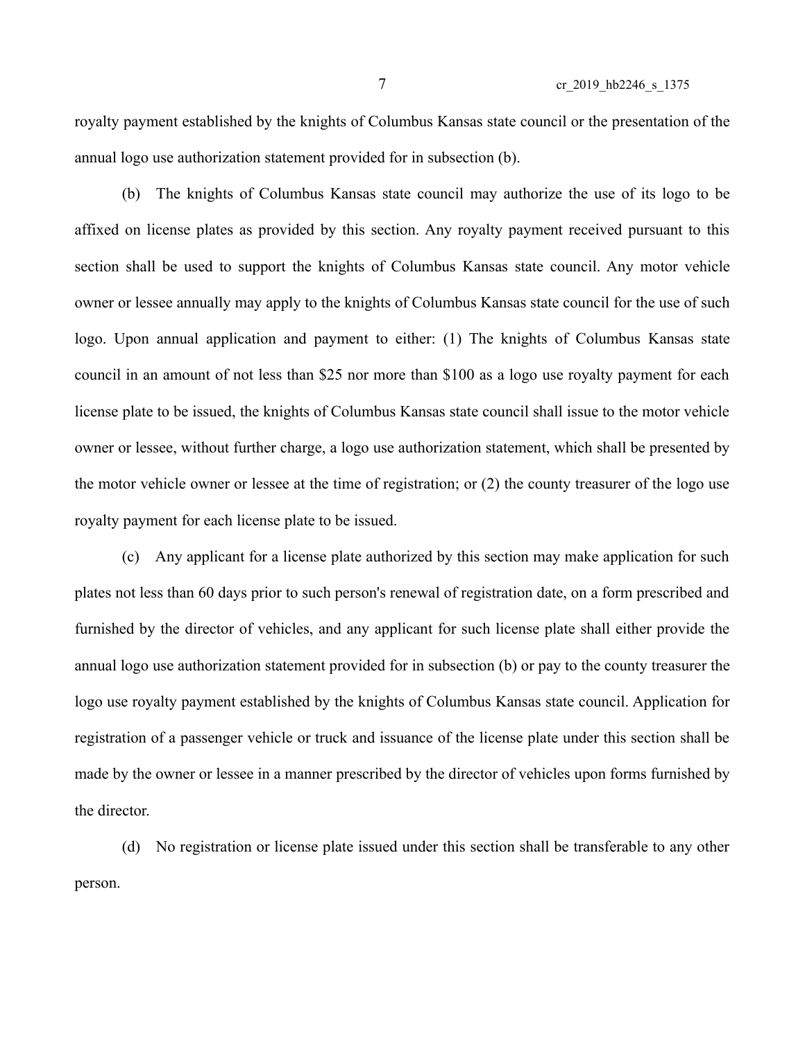royalty payment established by the knights of Columbus Kansas state council or the presentation of the annual logo use authorization statement provided for in subsection (b).

(b) The knights of Columbus Kansas state council may authorize the use of its logo to be affixed on license plates as provided by this section. Any royalty payment received pursuant to this section shall be used to support the knights of Columbus Kansas state council. Any motor vehicle owner or lessee annually may apply to the knights of Columbus Kansas state council for the use of such logo. Upon annual application and payment to either: (1) The knights of Columbus Kansas state council in an amount of not less than $25 nor more than $100 as a logo use royalty payment for each license plate to be issued, the knights of Columbus Kansas state council shall issue to the motor vehicle owner or lessee, without further charge, a logo use authorization statement, which shall be presented by the motor vehicle owner or lessee at the time of registration; or (2) the county treasurer of the logo use royalty payment for each license plate to be issued.

(c) Any applicant for a license plate authorized by this section may make application for such plates not less than 60 days prior to such person's renewal of registration date, on a form prescribed and furnished by the director of vehicles, and any applicant for such license plate shall either provide the annual logo use authorization statement provided for in subsection (b) or pay to the county treasurer the logo use royalty payment established by the knights of Columbus Kansas state council. Application for registration of a passenger vehicle or truck and issuance of the license plate under this section shall be made by the owner or lessee in a manner prescribed by the director of vehicles upon forms furnished by the director.

(d) No registration or license plate issued under this section shall be transferable to any other person.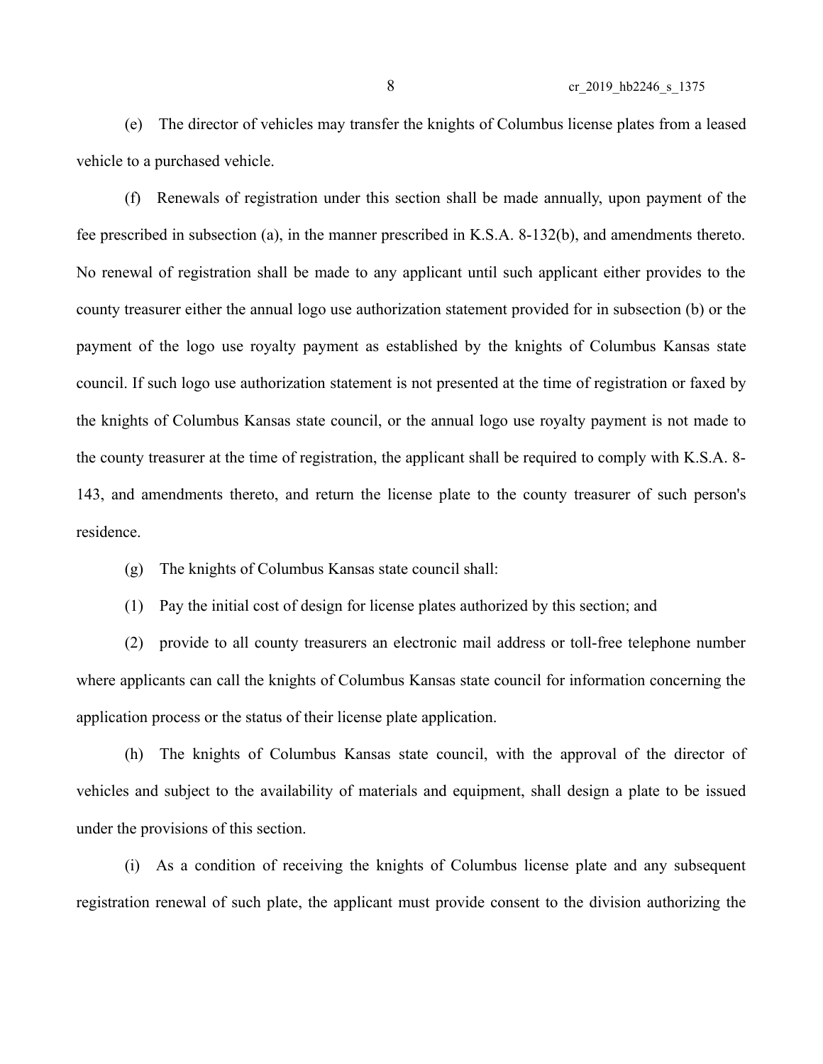(e) The director of vehicles may transfer the knights of Columbus license plates from a leased vehicle to a purchased vehicle.

(f) Renewals of registration under this section shall be made annually, upon payment of the fee prescribed in subsection (a), in the manner prescribed in K.S.A. 8-132(b), and amendments thereto. No renewal of registration shall be made to any applicant until such applicant either provides to the county treasurer either the annual logo use authorization statement provided for in subsection (b) or the payment of the logo use royalty payment as established by the knights of Columbus Kansas state council. If such logo use authorization statement is not presented at the time of registration or faxed by the knights of Columbus Kansas state council, or the annual logo use royalty payment is not made to the county treasurer at the time of registration, the applicant shall be required to comply with K.S.A. 8-143, and amendments thereto, and return the license plate to the county treasurer of such person's residence.

(g) The knights of Columbus Kansas state council shall:

(1) Pay the initial cost of design for license plates authorized by this section; and

(2) provide to all county treasurers an electronic mail address or toll-free telephone number where applicants can call the knights of Columbus Kansas state council for information concerning the application process or the status of their license plate application.

(h) The knights of Columbus Kansas state council, with the approval of the director of vehicles and subject to the availability of materials and equipment, shall design a plate to be issued under the provisions of this section.

(i) As a condition of receiving the knights of Columbus license plate and any subsequent registration renewal of such plate, the applicant must provide consent to the division authorizing the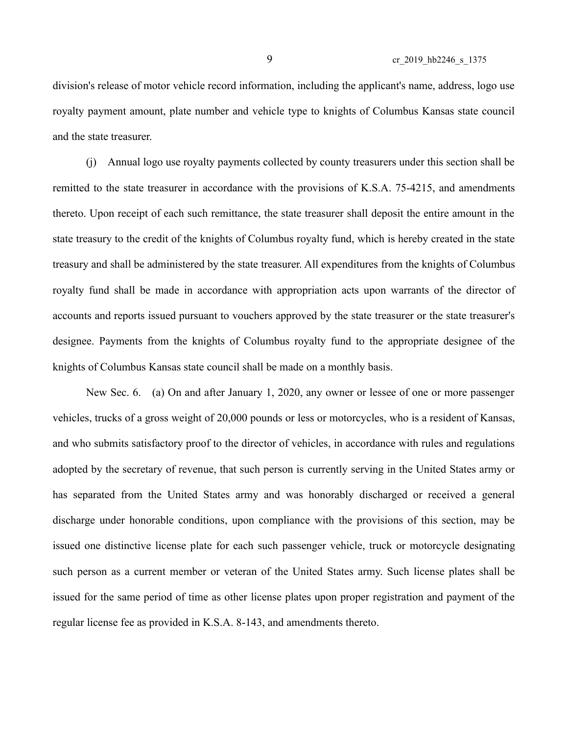division's release of motor vehicle record information, including the applicant's name, address, logo use royalty payment amount, plate number and vehicle type to knights of Columbus Kansas state council and the state treasurer.

(j) Annual logo use royalty payments collected by county treasurers under this section shall be remitted to the state treasurer in accordance with the provisions of K.S.A. 75-4215, and amendments thereto. Upon receipt of each such remittance, the state treasurer shall deposit the entire amount in the state treasury to the credit of the knights of Columbus royalty fund, which is hereby created in the state treasury and shall be administered by the state treasurer. All expenditures from the knights of Columbus royalty fund shall be made in accordance with appropriation acts upon warrants of the director of accounts and reports issued pursuant to vouchers approved by the state treasurer or the state treasurer's designee. Payments from the knights of Columbus royalty fund to the appropriate designee of the knights of Columbus Kansas state council shall be made on a monthly basis.

New Sec. 6. (a) On and after January 1, 2020, any owner or lessee of one or more passenger vehicles, trucks of a gross weight of 20,000 pounds or less or motorcycles, who is a resident of Kansas, and who submits satisfactory proof to the director of vehicles, in accordance with rules and regulations adopted by the secretary of revenue, that such person is currently serving in the United States army or has separated from the United States army and was honorably discharged or received a general discharge under honorable conditions, upon compliance with the provisions of this section, may be issued one distinctive license plate for each such passenger vehicle, truck or motorcycle designating such person as a current member or veteran of the United States army. Such license plates shall be issued for the same period of time as other license plates upon proper registration and payment of the regular license fee as provided in K.S.A. 8-143, and amendments thereto.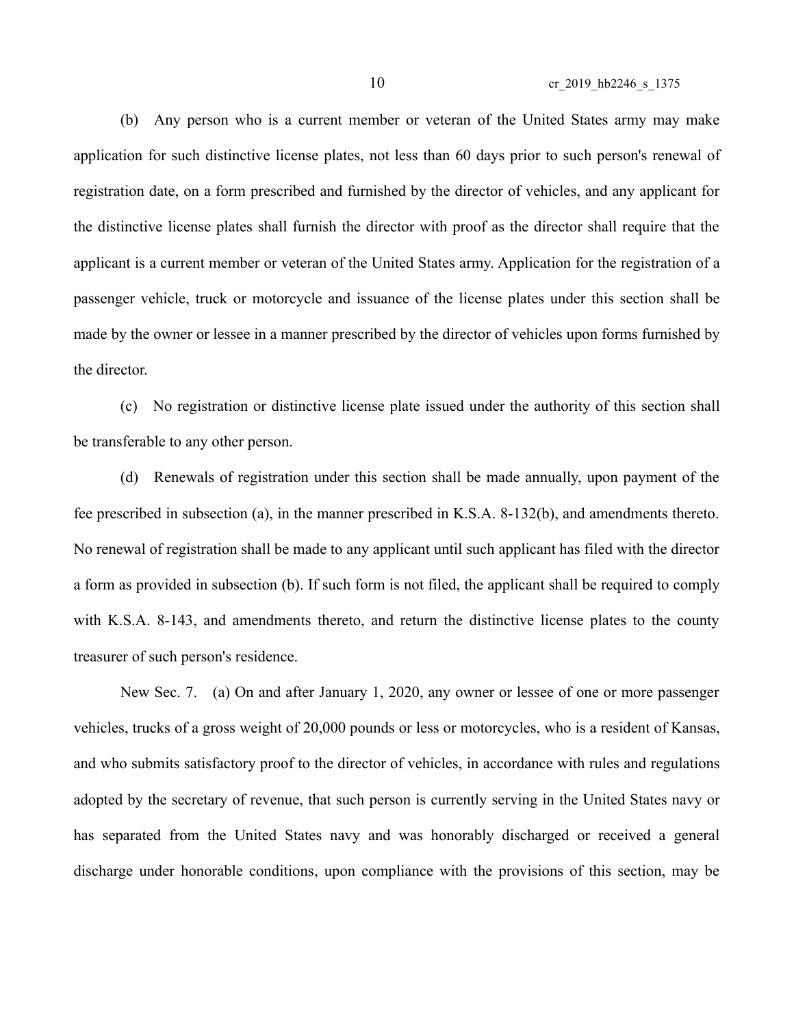(b) Any person who is a current member or veteran of the United States army may make application for such distinctive license plates, not less than 60 days prior to such person's renewal of registration date, on a form prescribed and furnished by the director of vehicles, and any applicant for the distinctive license plates shall furnish the director with proof as the director shall require that the applicant is a current member or veteran of the United States army. Application for the registration of a passenger vehicle, truck or motorcycle and issuance of the license plates under this section shall be made by the owner or lessee in a manner prescribed by the director of vehicles upon forms furnished by the director.

(c) No registration or distinctive license plate issued under the authority of this section shall be transferable to any other person.

(d) Renewals of registration under this section shall be made annually, upon payment of the fee prescribed in subsection (a), in the manner prescribed in K.S.A. 8-132(b), and amendments thereto. No renewal of registration shall be made to any applicant until such applicant has filed with the director a form as provided in subsection (b). If such form is not filed, the applicant shall be required to comply with K.S.A. 8-143, and amendments thereto, and return the distinctive license plates to the county treasurer of such person's residence.

New Sec. 7. (a) On and after January 1, 2020, any owner or lessee of one or more passenger vehicles, trucks of a gross weight of 20,000 pounds or less or motorcycles, who is a resident of Kansas, and who submits satisfactory proof to the director of vehicles, in accordance with rules and regulations adopted by the secretary of revenue, that such person is currently serving in the United States navy or has separated from the United States navy and was honorably discharged or received a general discharge under honorable conditions, upon compliance with the provisions of this section, may be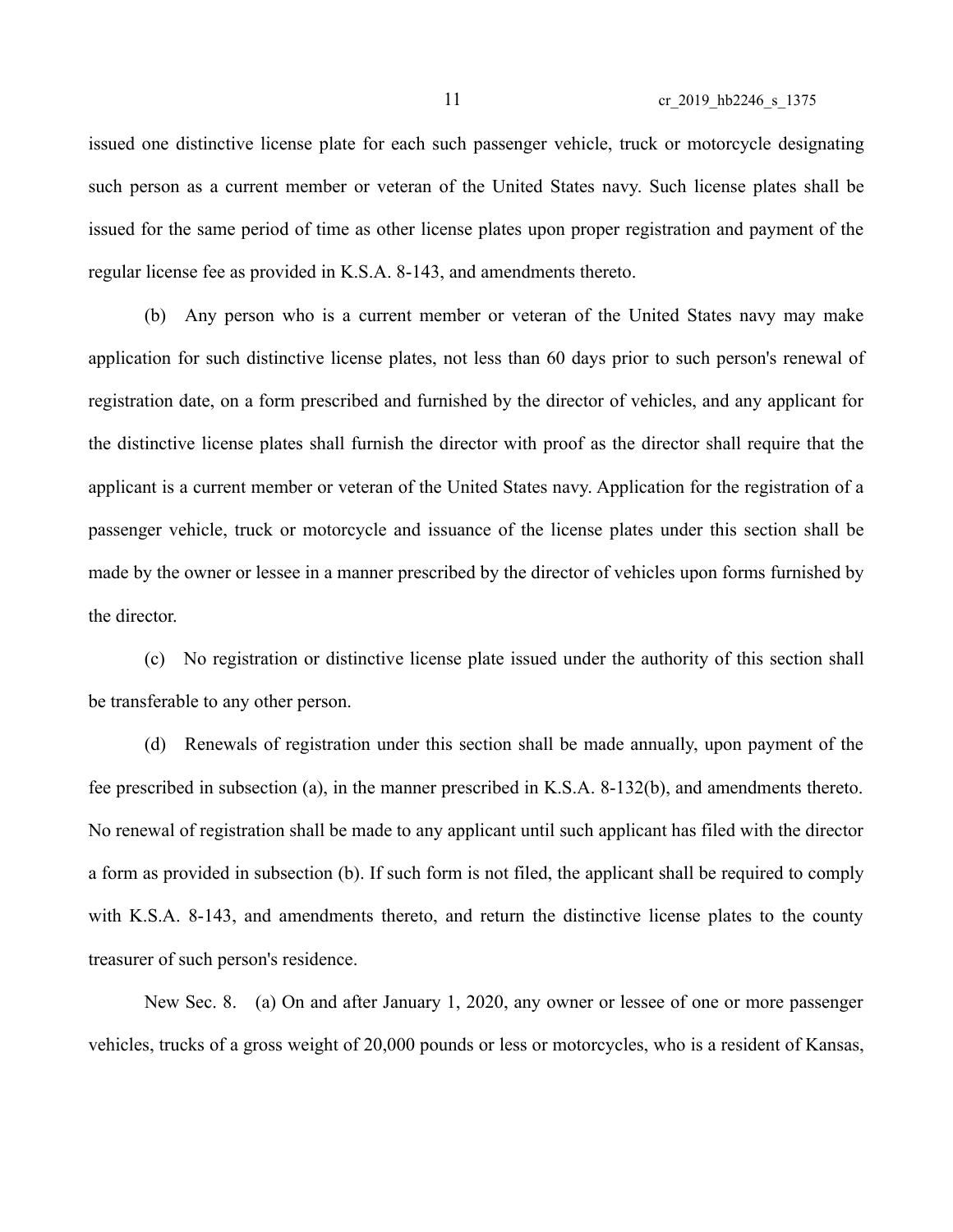issued one distinctive license plate for each such passenger vehicle, truck or motorcycle designating such person as a current member or veteran of the United States navy. Such license plates shall be issued for the same period of time as other license plates upon proper registration and payment of the regular license fee as provided in K.S.A. 8-143, and amendments thereto.

(b) Any person who is a current member or veteran of the United States navy may make application for such distinctive license plates, not less than 60 days prior to such person's renewal of registration date, on a form prescribed and furnished by the director of vehicles, and any applicant for the distinctive license plates shall furnish the director with proof as the director shall require that the applicant is a current member or veteran of the United States navy. Application for the registration of a passenger vehicle, truck or motorcycle and issuance of the license plates under this section shall be made by the owner or lessee in a manner prescribed by the director of vehicles upon forms furnished by the director.

(c) No registration or distinctive license plate issued under the authority of this section shall be transferable to any other person.

(d) Renewals of registration under this section shall be made annually, upon payment of the fee prescribed in subsection (a), in the manner prescribed in K.S.A. 8-132(b), and amendments thereto. No renewal of registration shall be made to any applicant until such applicant has filed with the director a form as provided in subsection (b). If such form is not filed, the applicant shall be required to comply with K.S.A. 8-143, and amendments thereto, and return the distinctive license plates to the county treasurer of such person's residence.

New Sec. 8. (a) On and after January 1, 2020, any owner or lessee of one or more passenger vehicles, trucks of a gross weight of 20,000 pounds or less or motorcycles, who is a resident of Kansas,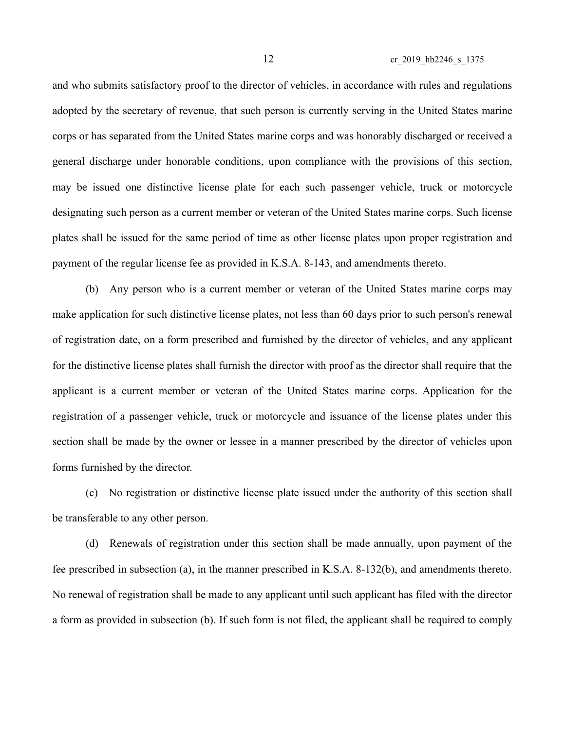and who submits satisfactory proof to the director of vehicles, in accordance with rules and regulations adopted by the secretary of revenue, that such person is currently serving in the United States marine corps or has separated from the United States marine corps and was honorably discharged or received a general discharge under honorable conditions, upon compliance with the provisions of this section, may be issued one distinctive license plate for each such passenger vehicle, truck or motorcycle designating such person as a current member or veteran of the United States marine corps. Such license plates shall be issued for the same period of time as other license plates upon proper registration and payment of the regular license fee as provided in K.S.A. 8-143, and amendments thereto.

(b) Any person who is a current member or veteran of the United States marine corps may make application for such distinctive license plates, not less than 60 days prior to such person's renewal of registration date, on a form prescribed and furnished by the director of vehicles, and any applicant for the distinctive license plates shall furnish the director with proof as the director shall require that the applicant is a current member or veteran of the United States marine corps. Application for the registration of a passenger vehicle, truck or motorcycle and issuance of the license plates under this section shall be made by the owner or lessee in a manner prescribed by the director of vehicles upon forms furnished by the director.

(c) No registration or distinctive license plate issued under the authority of this section shall be transferable to any other person.

(d) Renewals of registration under this section shall be made annually, upon payment of the fee prescribed in subsection (a), in the manner prescribed in K.S.A. 8-132(b), and amendments thereto. No renewal of registration shall be made to any applicant until such applicant has filed with the director a form as provided in subsection (b). If such form is not filed, the applicant shall be required to comply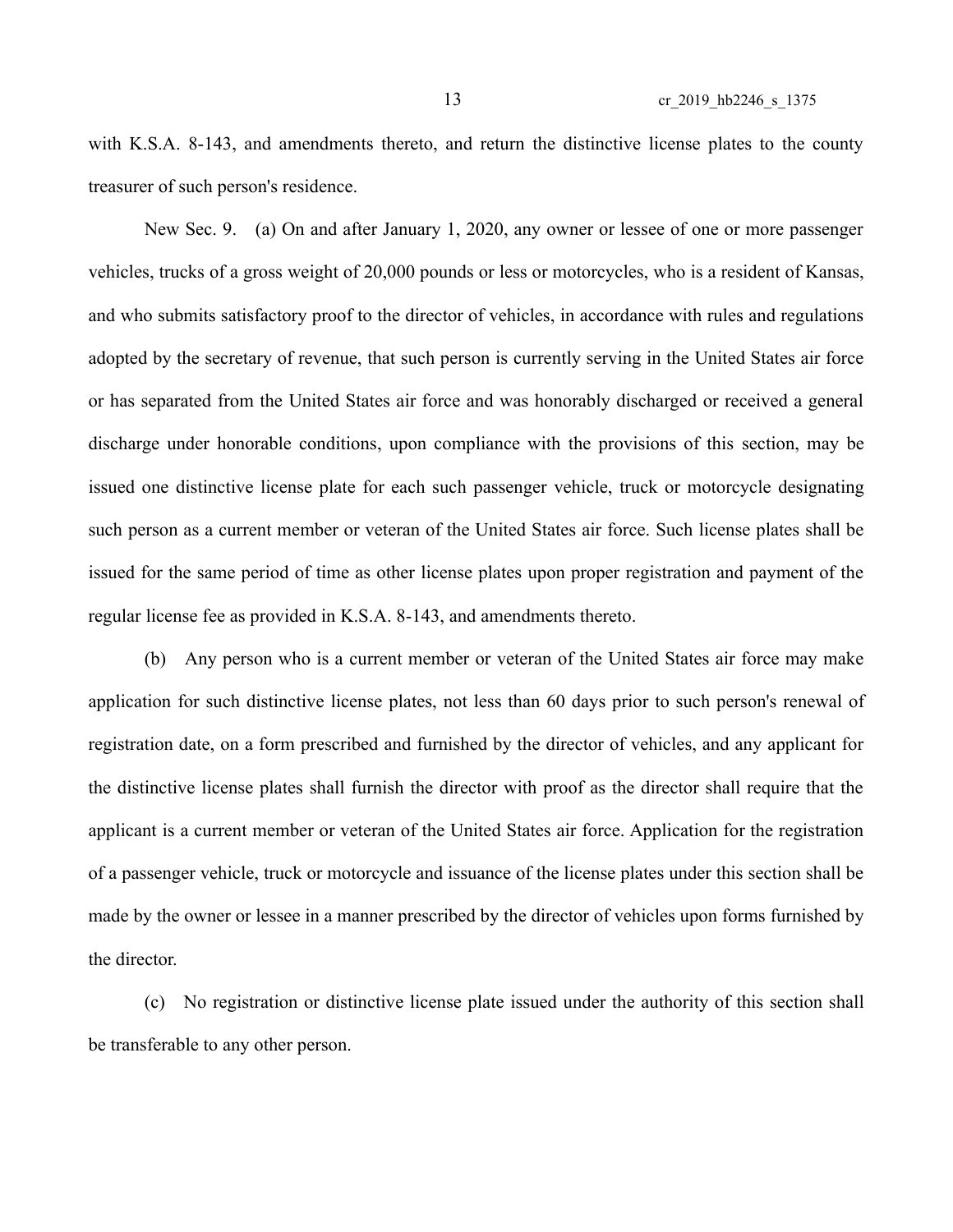with K.S.A. 8-143, and amendments thereto, and return the distinctive license plates to the county treasurer of such person's residence.

New Sec. 9. (a) On and after January 1, 2020, any owner or lessee of one or more passenger vehicles, trucks of a gross weight of 20,000 pounds or less or motorcycles, who is a resident of Kansas, and who submits satisfactory proof to the director of vehicles, in accordance with rules and regulations adopted by the secretary of revenue, that such person is currently serving in the United States air force or has separated from the United States air force and was honorably discharged or received a general discharge under honorable conditions, upon compliance with the provisions of this section, may be issued one distinctive license plate for each such passenger vehicle, truck or motorcycle designating such person as a current member or veteran of the United States air force. Such license plates shall be issued for the same period of time as other license plates upon proper registration and payment of the regular license fee as provided in K.S.A. 8-143, and amendments thereto.

(b) Any person who is a current member or veteran of the United States air force may make application for such distinctive license plates, not less than 60 days prior to such person's renewal of registration date, on a form prescribed and furnished by the director of vehicles, and any applicant for the distinctive license plates shall furnish the director with proof as the director shall require that the applicant is a current member or veteran of the United States air force. Application for the registration of a passenger vehicle, truck or motorcycle and issuance of the license plates under this section shall be made by the owner or lessee in a manner prescribed by the director of vehicles upon forms furnished by the director.

(c) No registration or distinctive license plate issued under the authority of this section shall be transferable to any other person.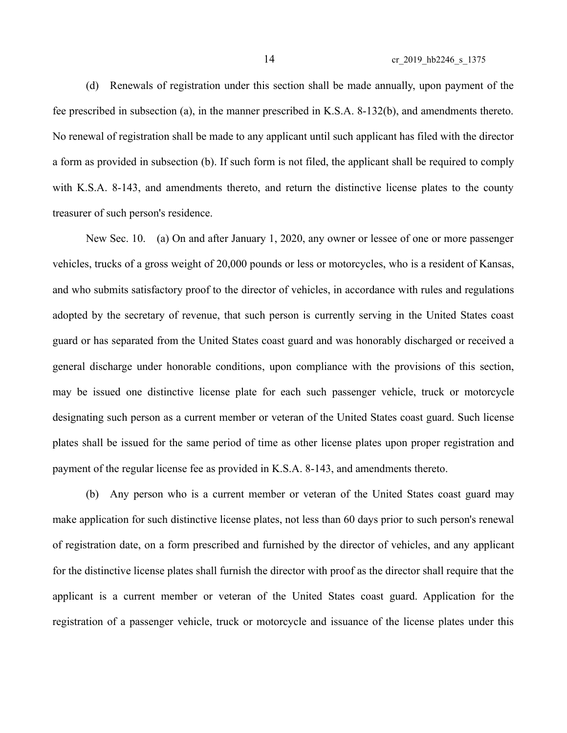(d) Renewals of registration under this section shall be made annually, upon payment of the fee prescribed in subsection (a), in the manner prescribed in K.S.A. 8-132(b), and amendments thereto. No renewal of registration shall be made to any applicant until such applicant has filed with the director a form as provided in subsection (b). If such form is not filed, the applicant shall be required to comply with K.S.A. 8-143, and amendments thereto, and return the distinctive license plates to the county treasurer of such person's residence.

New Sec. 10. (a) On and after January 1, 2020, any owner or lessee of one or more passenger vehicles, trucks of a gross weight of 20,000 pounds or less or motorcycles, who is a resident of Kansas, and who submits satisfactory proof to the director of vehicles, in accordance with rules and regulations adopted by the secretary of revenue, that such person is currently serving in the United States coast guard or has separated from the United States coast guard and was honorably discharged or received a general discharge under honorable conditions, upon compliance with the provisions of this section, may be issued one distinctive license plate for each such passenger vehicle, truck or motorcycle designating such person as a current member or veteran of the United States coast guard. Such license plates shall be issued for the same period of time as other license plates upon proper registration and payment of the regular license fee as provided in K.S.A. 8-143, and amendments thereto.

(b) Any person who is a current member or veteran of the United States coast guard may make application for such distinctive license plates, not less than 60 days prior to such person's renewal of registration date, on a form prescribed and furnished by the director of vehicles, and any applicant for the distinctive license plates shall furnish the director with proof as the director shall require that the applicant is a current member or veteran of the United States coast guard. Application for the registration of a passenger vehicle, truck or motorcycle and issuance of the license plates under this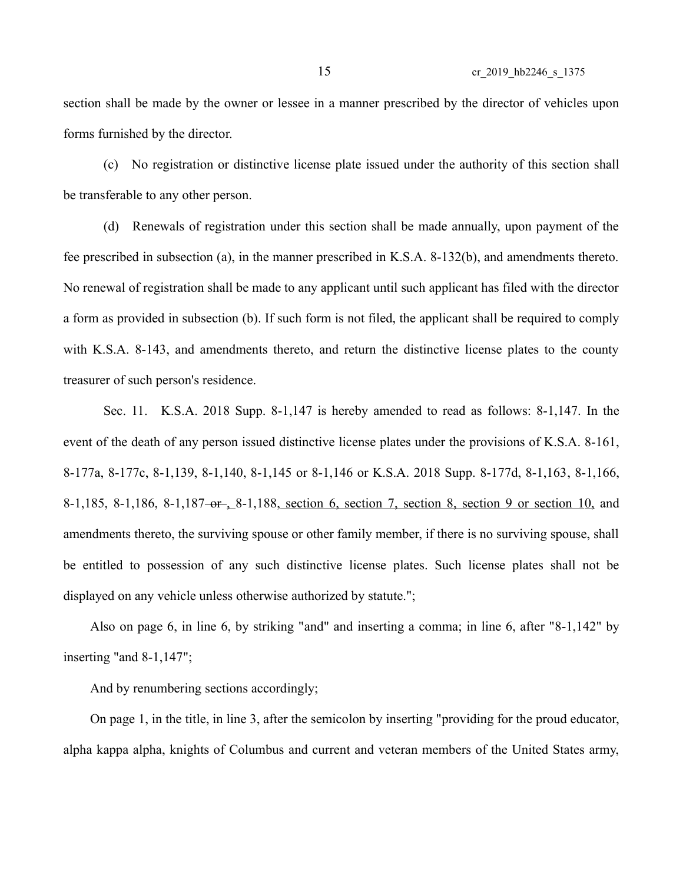section shall be made by the owner or lessee in a manner prescribed by the director of vehicles upon forms furnished by the director.

(c) No registration or distinctive license plate issued under the authority of this section shall be transferable to any other person.

(d) Renewals of registration under this section shall be made annually, upon payment of the fee prescribed in subsection (a), in the manner prescribed in K.S.A. 8-132(b), and amendments thereto. No renewal of registration shall be made to any applicant until such applicant has filed with the director a form as provided in subsection (b). If such form is not filed, the applicant shall be required to comply with K.S.A. 8-143, and amendments thereto, and return the distinctive license plates to the county treasurer of such person's residence.

Sec. 11. K.S.A. 2018 Supp. 8-1,147 is hereby amended to read as follows: 8-1,147. In the event of the death of any person issued distinctive license plates under the provisions of K.S.A. 8-161, 8-177a, 8-177c, 8-1,139, 8-1,140, 8-1,145 or 8-1,146 or K.S.A. 2018 Supp. 8-177d, 8-1,163, 8-1,166, 8-1,185, 8-1,186, 8-1,187 ~~or~~ , 8-1,188, section 6, section 7, section 8, section 9 or section 10, and amendments thereto, the surviving spouse or other family member, if there is no surviving spouse, shall be entitled to possession of any such distinctive license plates. Such license plates shall not be displayed on any vehicle unless otherwise authorized by statute.";

Also on page 6, in line 6, by striking "and" and inserting a comma; in line 6, after "8-1,142" by inserting "and 8-1,147";

And by renumbering sections accordingly;

On page 1, in the title, in line 3, after the semicolon by inserting "providing for the proud educator, alpha kappa alpha, knights of Columbus and current and veteran members of the United States army,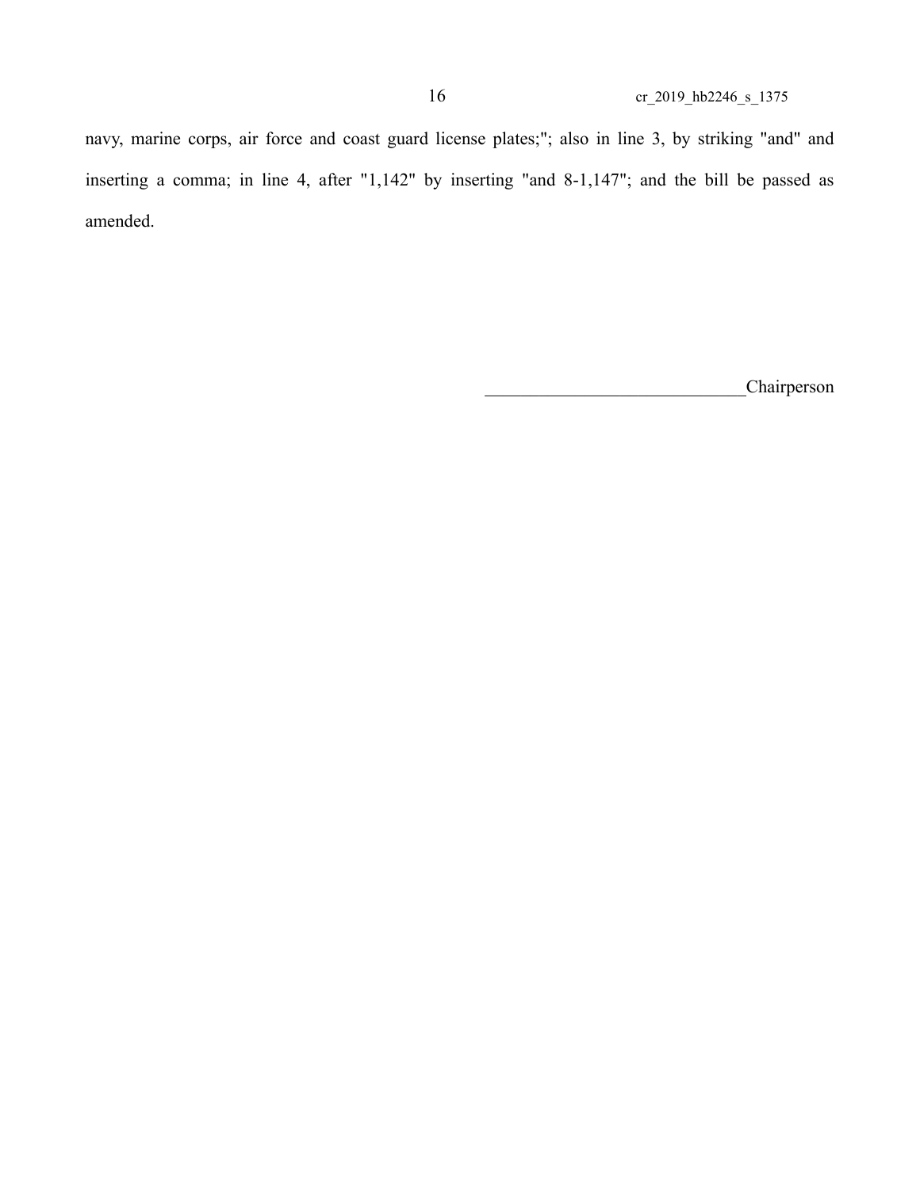navy, marine corps, air force and coast guard license plates;"; also in line 3, by striking "and" and inserting a comma; in line 4, after "1,142" by inserting "and 8-1,147"; and the bill be passed as amended.

_____________________________Chairperson